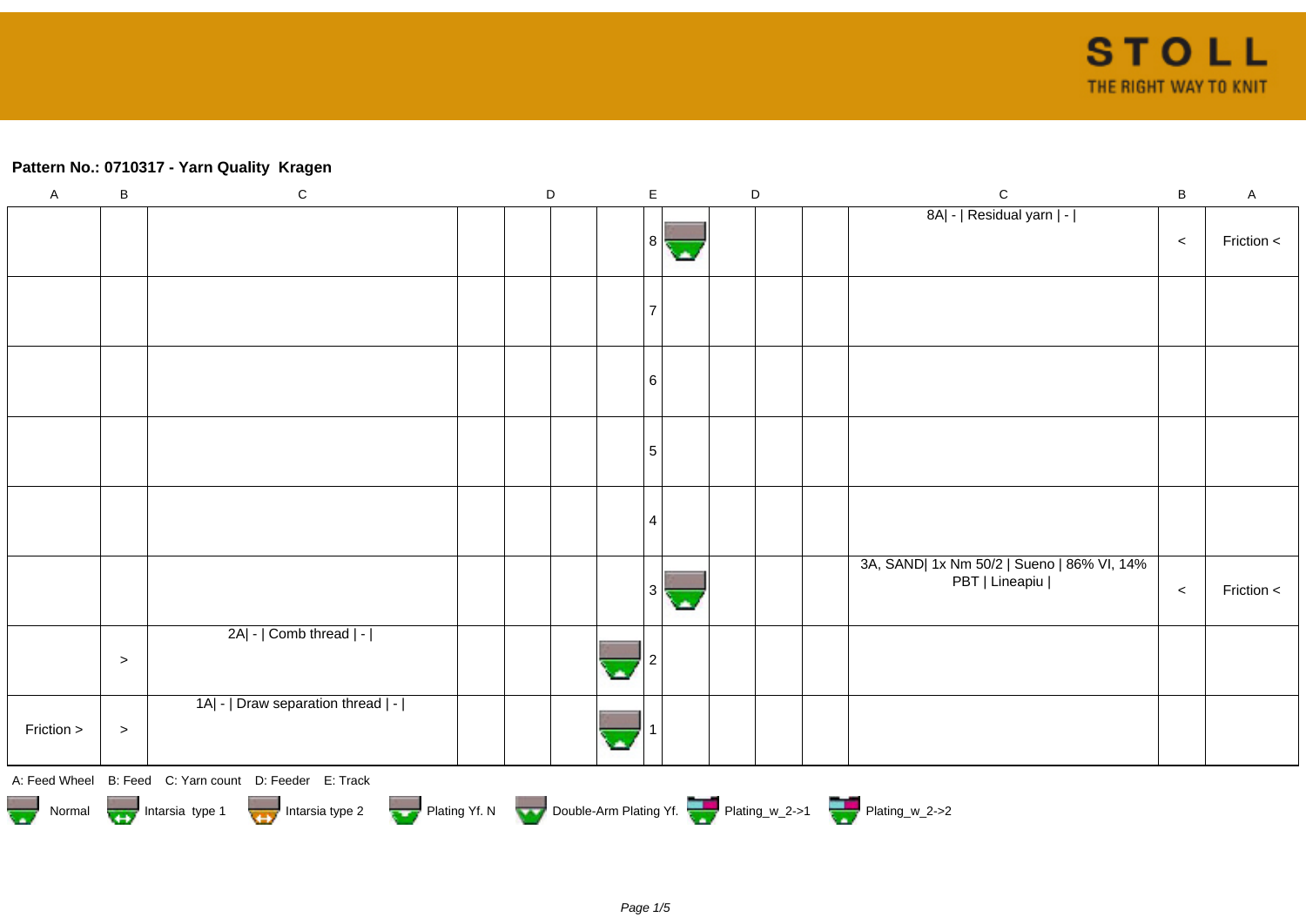**Pattern No.: 0710317 - Yarn Quality  Kragen**

| A | B | C | D | | | | E | D | | | | C | B | A |
|---|---|---|---|---|---|---|---|---|---|---|---|---|---|---|
| | | | | | | | 8 | | | | | 8A\| - \| Residual yarn \| - \| | < | Friction < |
| | | | | | | | 7 | | | | | | | |
| | | | | | | | 6 | | | | | | | |
| | | | | | | | 5 | | | | | | | |
| | | | | | | | 4 | | | | | | | |
| | | | | | | | 3 | | | | | 3A, SAND\| 1x Nm 50/2 \| Sueno \| 86% VI, 14% PBT \| Lineapiu \| | < | Friction < |
| | > | 2A\| - \| Comb thread \| - \| | | | | | 2 | | | | | | | |
| Friction > | > | 1A\| - \| Draw separation thread \| - \| | | | | | 1 | | | | | | | |

A: Feed Wheel   B: Feed   C: Yarn count   D: Feeder   E: Track

Normal   Intarsia type 1   Intarsia type 2   Plating Yf. N   Double-Arm Plating Yf.   Plating_w_2->1   Plating_w_2->2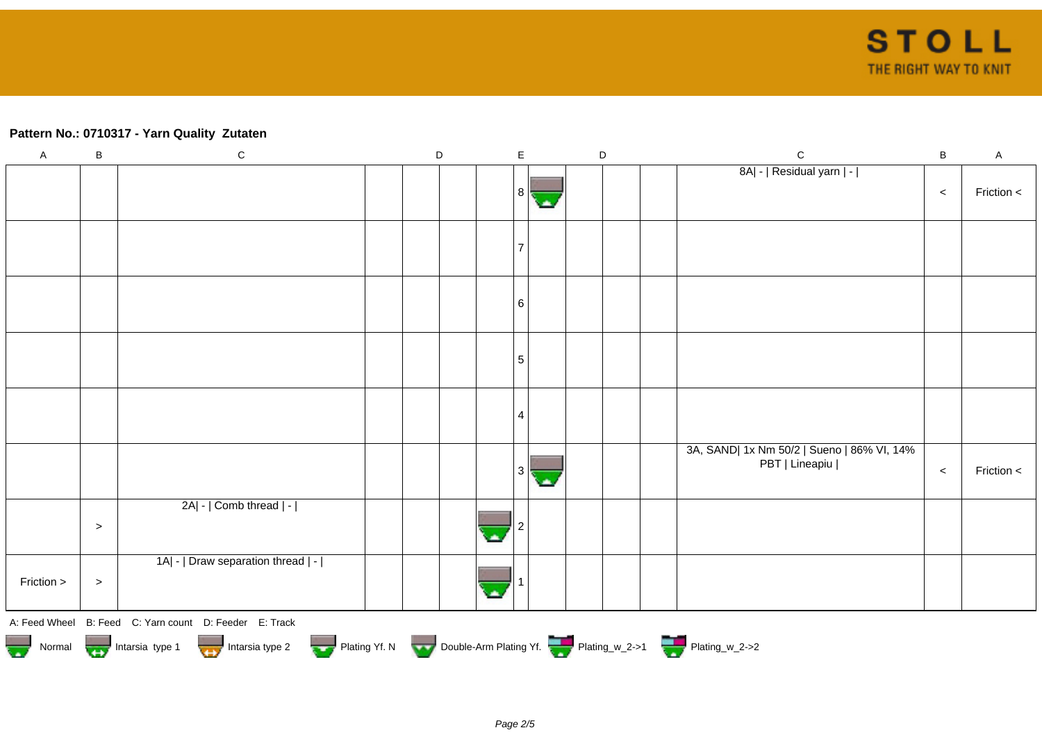**Pattern No.: 0710317 - Yarn Quality  Zutaten**

| A | B | C | D | D | D | D | E | D | D | D | D | C | B | A |
|---|---|---|---|---|---|---|---|---|---|---|---|---|---|---|
| | | | | | | | 8 | | | | | 8A\| - \| Residual yarn \| - \| | < | Friction < |
| | | | | | | | 7 | | | | | | | |
| | | | | | | | 6 | | | | | | | |
| | | | | | | | 5 | | | | | | | |
| | | | | | | | 4 | | | | | | | |
| | | | | | | | 3 | | | | | 3A, SAND\| 1x Nm 50/2 \| Sueno \| 86% VI, 14% PBT \| Lineapiu \| | < | Friction < |
| | > | 2A\| - \| Comb thread \| - \| | | | | | 2 | | | | | | | |
| Friction > | > | 1A\| - \| Draw separation thread \| - \| | | | | | 1 | | | | | | | |

A: Feed Wheel   B: Feed   C: Yarn count   D: Feeder   E: Track

Normal   Intarsia type 1   Intarsia type 2   Plating Yf. N   Double-Arm Plating Yf.   Plating_w_2->1   Plating_w_2->2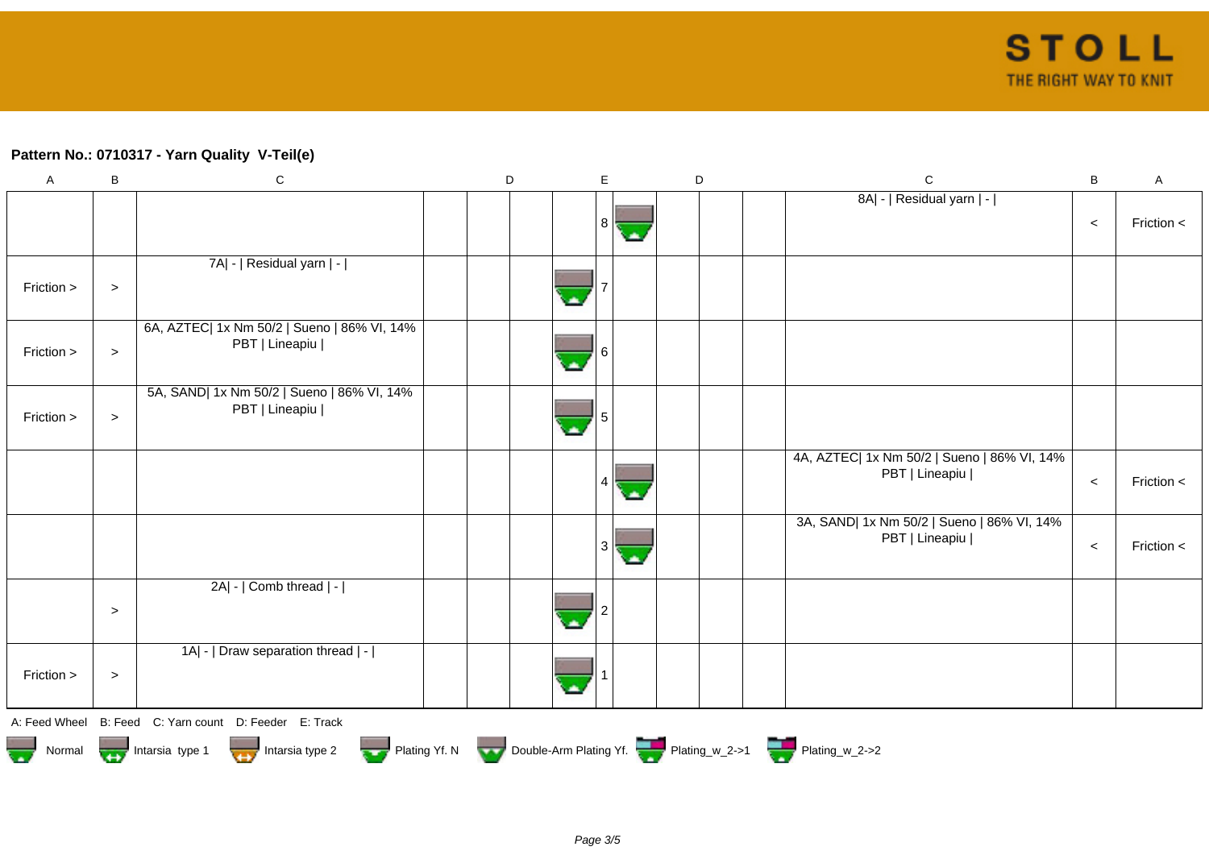**Pattern No.: 0710317 - Yarn Quality  V-Teil(e)**

| A | B | C | D | | | | E | | D | | | C | B | A |
|---|---|---|---|---|---|---|---|---|---|---|---|---|---|---|
| | | | | | | | 8 | | | | | 8A\| - \| Residual yarn \| - \| | < | Friction < |
| Friction > | > | 7A\| - \| Residual yarn \| - \| | | | | | 7 | | | | | | | |
| Friction > | > | 6A, AZTEC\| 1x Nm 50/2 \| Sueno \| 86% VI, 14% PBT \| Lineapiu \| | | | | | 6 | | | | | | | |
| Friction > | > | 5A, SAND\| 1x Nm 50/2 \| Sueno \| 86% VI, 14% PBT \| Lineapiu \| | | | | | 5 | | | | | | | |
| | | | | | | | 4 | | | | | 4A, AZTEC\| 1x Nm 50/2 \| Sueno \| 86% VI, 14% PBT \| Lineapiu \| | < | Friction < |
| | | | | | | | 3 | | | | | 3A, SAND\| 1x Nm 50/2 \| Sueno \| 86% VI, 14% PBT \| Lineapiu \| | < | Friction < |
| | > | 2A\| - \| Comb thread \| - \| | | | | | 2 | | | | | | | |
| Friction > | > | 1A\| - \| Draw separation thread \| - \| | | | | | 1 | | | | | | | |

A: Feed Wheel   B: Feed   C: Yarn count   D: Feeder   E: Track

Normal   Intarsia type 1   Intarsia type 2   Plating Yf. N   Double-Arm Plating Yf.   Plating_w_2->1   Plating_w_2->2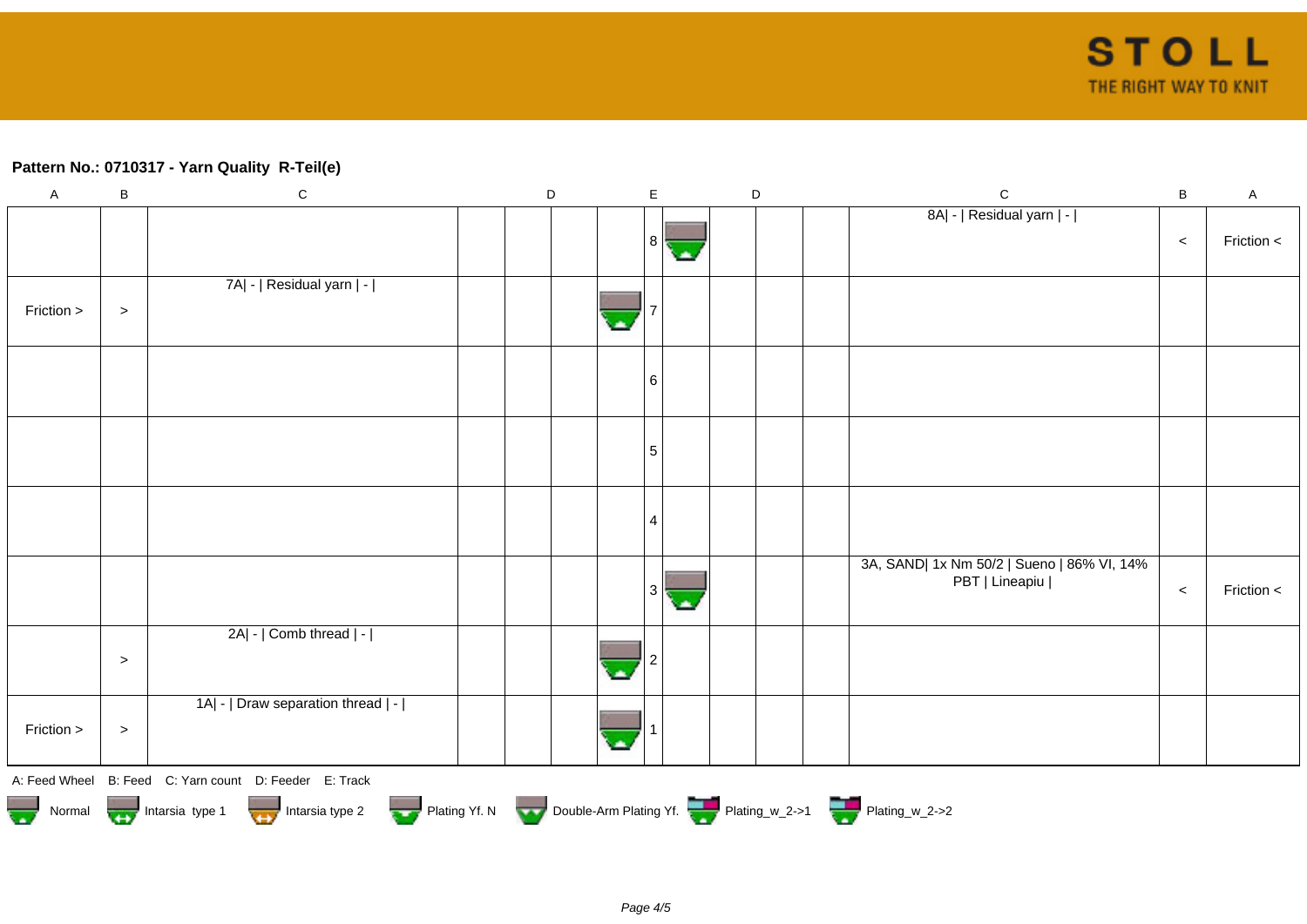**Pattern No.: 0710317 - Yarn Quality  R-Teil(e)**

| A | B | C | D | D | D | | E | | D | D | D | C | B | A |
|---|---|---|---|---|---|---|---|---|---|---|---|---|---|---|
| | | | | | | | 8 | | | | | 8A\| - \| Residual yarn \| - \| | < | Friction < |
| Friction > | > | 7A\| - \| Residual yarn \| - \| | | | | | 7 | | | | | | | |
| | | | | | | | 6 | | | | | | | |
| | | | | | | | 5 | | | | | | | |
| | | | | | | | 4 | | | | | | | |
| | | | | | | | 3 | | | | | 3A, SAND\| 1x Nm 50/2 \| Sueno \| 86% VI, 14% PBT \| Lineapiu \| | < | Friction < |
| | > | 2A\| - \| Comb thread \| - \| | | | | | 2 | | | | | | | |
| Friction > | > | 1A\| - \| Draw separation thread \| - \| | | | | | 1 | | | | | | | |

A: Feed Wheel   B: Feed   C: Yarn count   D: Feeder   E: Track

Normal   Intarsia type 1   Intarsia type 2   Plating Yf. N   Double-Arm Plating Yf.   Plating_w_2->1   Plating_w_2->2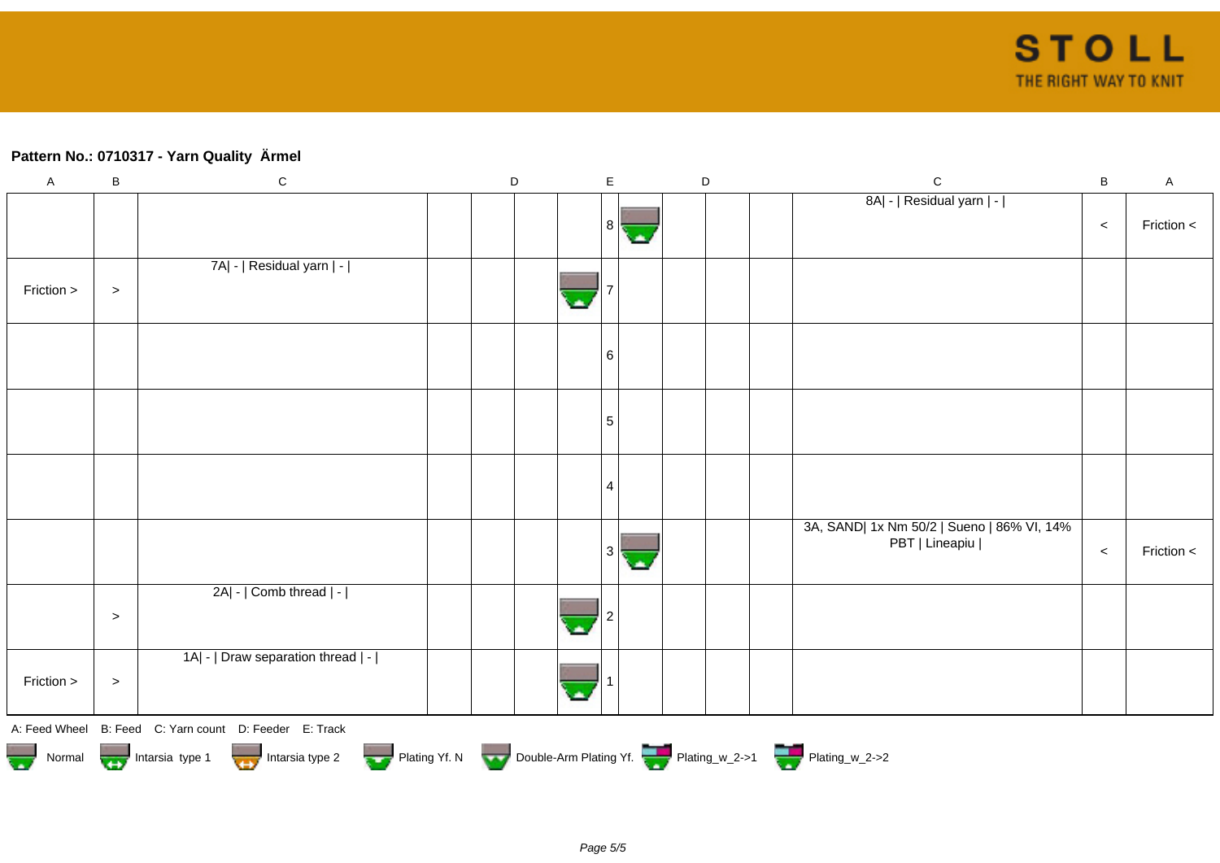**Pattern No.: 0710317 - Yarn Quality  Ärmel**

| A | B | C | D | D | D | D | E | D | D | D | D | C | B | A |
|---|---|---|---|---|---|---|---|---|---|---|---|---|---|---|
| | | | | | | | 8 | | | | | 8A\| - \| Residual yarn \| - \| | < | Friction < |
| Friction > | > | 7A\| - \| Residual yarn \| - \| | | | | | 7 | | | | | | | |
| | | | | | | | 6 | | | | | | | |
| | | | | | | | 5 | | | | | | | |
| | | | | | | | 4 | | | | | | | |
| | | | | | | | 3 | | | | | 3A, SAND\| 1x Nm 50/2 \| Sueno \| 86% VI, 14% PBT \| Lineapiu \| | < | Friction < |
| | > | 2A\| - \| Comb thread \| - \| | | | | | 2 | | | | | | | |
| Friction > | > | 1A\| - \| Draw separation thread \| - \| | | | | | 1 | | | | | | | |

A: Feed Wheel  B: Feed  C: Yarn count  D: Feeder  E: Track

Normal  Intarsia type 1  Intarsia type 2  Plating Yf. N  Double-Arm Plating Yf.  Plating_w_2->1  Plating_w_2->2